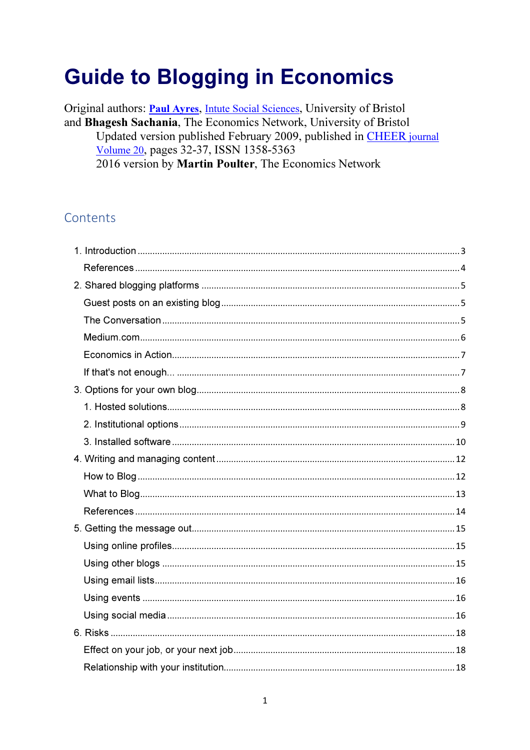# Guide to Blogging in Economics

Original authors: **Paul Ayres**, Intute Social Sciences, University of Bristol
and **Bhagesh Sachania**, The Economics Network, University of Bristol
Updated version published February 2009, published in CHEER journal Volume 20, pages 32-37, ISSN 1358-5363
2016 version by **Martin Poulter**, The Economics Network

## Contents

- 1. Introduction ..... 3
  - References ..... 4
- 2. Shared blogging platforms ..... 5
  - Guest posts on an existing blog ..... 5
  - The Conversation ..... 5
  - Medium.com ..... 6
  - Economics in Action ..... 7
  - If that's not enough... ..... 7
- 3. Options for your own blog ..... 8
  - 1. Hosted solutions ..... 8
  - 2. Institutional options ..... 9
  - 3. Installed software ..... 10
- 4. Writing and managing content ..... 12
  - How to Blog ..... 12
  - What to Blog ..... 13
  - References ..... 14
- 5. Getting the message out ..... 15
  - Using online profiles ..... 15
  - Using other blogs ..... 15
  - Using email lists ..... 16
  - Using events ..... 16
  - Using social media ..... 16
- 6. Risks ..... 18
  - Effect on your job, or your next job ..... 18
  - Relationship with your institution ..... 18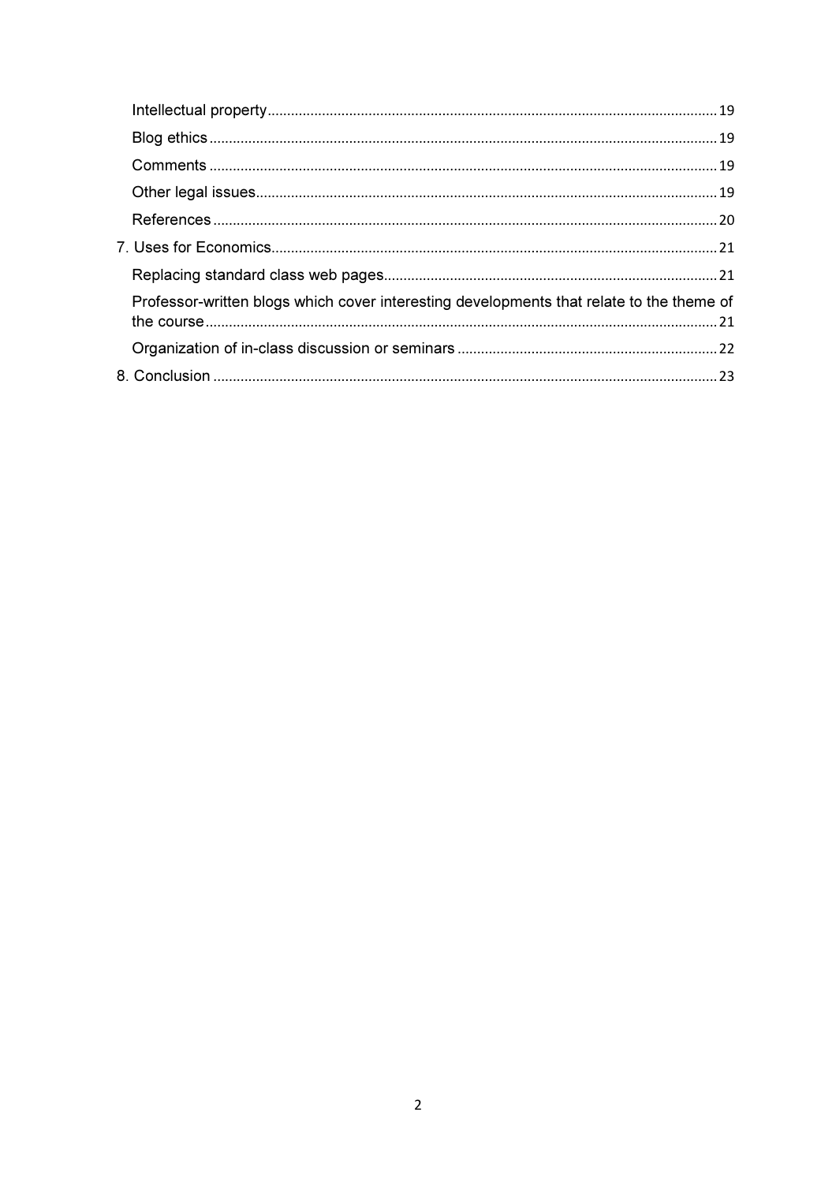- Intellectual property ..... 19
- Blog ethics ..... 19
- Comments ..... 19
- Other legal issues ..... 19
- References ..... 20

7. Uses for Economics ..... 21
   - Replacing standard class web pages ..... 21
   - Professor-written blogs which cover interesting developments that relate to the theme of the course ..... 21
   - Organization of in-class discussion or seminars ..... 22

8. Conclusion ..... 23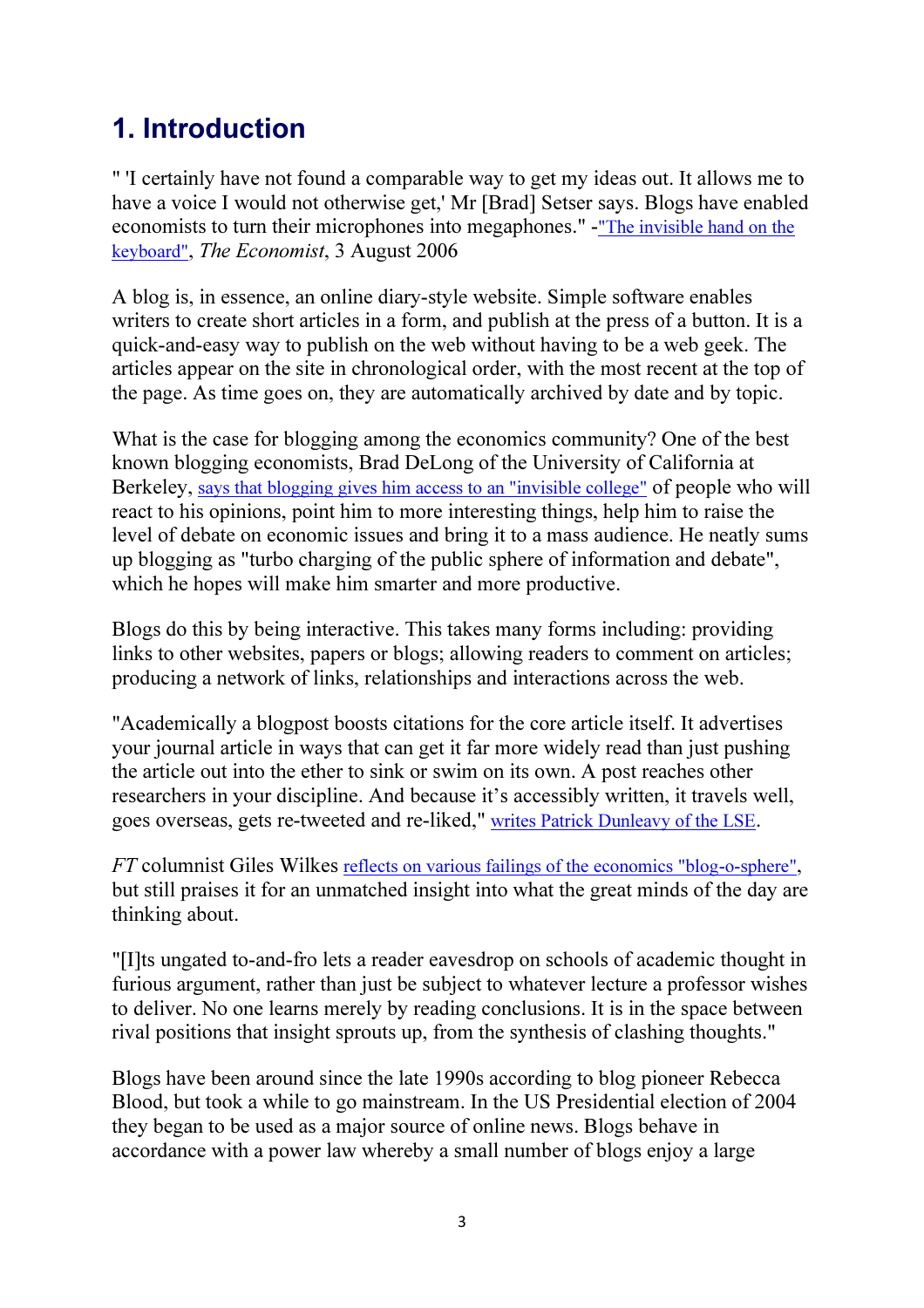# 1. Introduction

" 'I certainly have not found a comparable way to get my ideas out. It allows me to have a voice I would not otherwise get,' Mr [Brad] Setser says. Blogs have enabled economists to turn their microphones into megaphones." -"The invisible hand on the keyboard", *The Economist*, 3 August 2006

A blog is, in essence, an online diary-style website. Simple software enables writers to create short articles in a form, and publish at the press of a button. It is a quick-and-easy way to publish on the web without having to be a web geek. The articles appear on the site in chronological order, with the most recent at the top of the page. As time goes on, they are automatically archived by date and by topic.

What is the case for blogging among the economics community? One of the best known blogging economists, Brad DeLong of the University of California at Berkeley, says that blogging gives him access to an "invisible college" of people who will react to his opinions, point him to more interesting things, help him to raise the level of debate on economic issues and bring it to a mass audience. He neatly sums up blogging as "turbo charging of the public sphere of information and debate", which he hopes will make him smarter and more productive.

Blogs do this by being interactive. This takes many forms including: providing links to other websites, papers or blogs; allowing readers to comment on articles; producing a network of links, relationships and interactions across the web.

"Academically a blogpost boosts citations for the core article itself. It advertises your journal article in ways that can get it far more widely read than just pushing the article out into the ether to sink or swim on its own. A post reaches other researchers in your discipline. And because it's accessibly written, it travels well, goes overseas, gets re-tweeted and re-liked," writes Patrick Dunleavy of the LSE.

*FT* columnist Giles Wilkes reflects on various failings of the economics "blog-o-sphere", but still praises it for an unmatched insight into what the great minds of the day are thinking about.

"[I]ts ungated to-and-fro lets a reader eavesdrop on schools of academic thought in furious argument, rather than just be subject to whatever lecture a professor wishes to deliver. No one learns merely by reading conclusions. It is in the space between rival positions that insight sprouts up, from the synthesis of clashing thoughts."

Blogs have been around since the late 1990s according to blog pioneer Rebecca Blood, but took a while to go mainstream. In the US Presidential election of 2004 they began to be used as a major source of online news. Blogs behave in accordance with a power law whereby a small number of blogs enjoy a large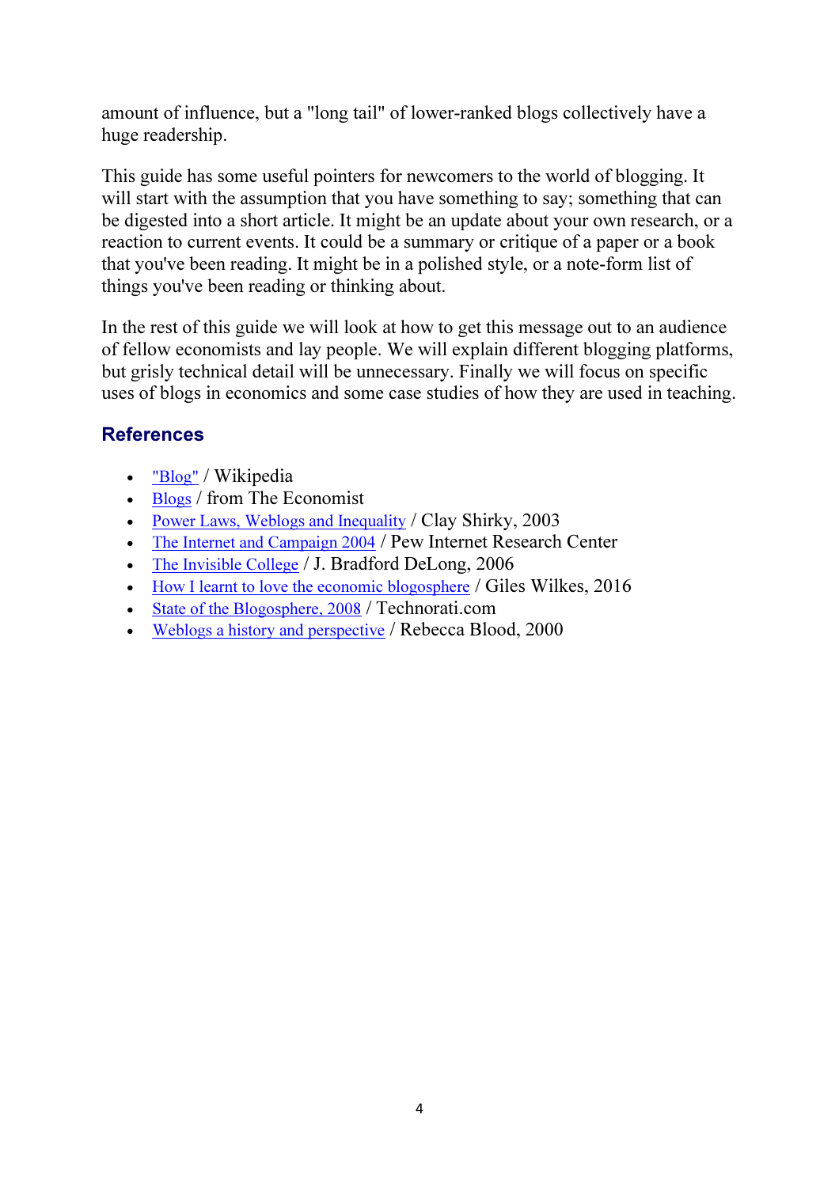amount of influence, but a "long tail" of lower-ranked blogs collectively have a huge readership.

This guide has some useful pointers for newcomers to the world of blogging. It will start with the assumption that you have something to say; something that can be digested into a short article. It might be an update about your own research, or a reaction to current events. It could be a summary or critique of a paper or a book that you've been reading. It might be in a polished style, or a note-form list of things you've been reading or thinking about.

In the rest of this guide we will look at how to get this message out to an audience of fellow economists and lay people. We will explain different blogging platforms, but grisly technical detail will be unnecessary. Finally we will focus on specific uses of blogs in economics and some case studies of how they are used in teaching.

## References

- "Blog" / Wikipedia
- Blogs / from The Economist
- Power Laws, Weblogs and Inequality / Clay Shirky, 2003
- The Internet and Campaign 2004 / Pew Internet Research Center
- The Invisible College / J. Bradford DeLong, 2006
- How I learnt to love the economic blogosphere / Giles Wilkes, 2016
- State of the Blogosphere, 2008 / Technorati.com
- Weblogs a history and perspective / Rebecca Blood, 2000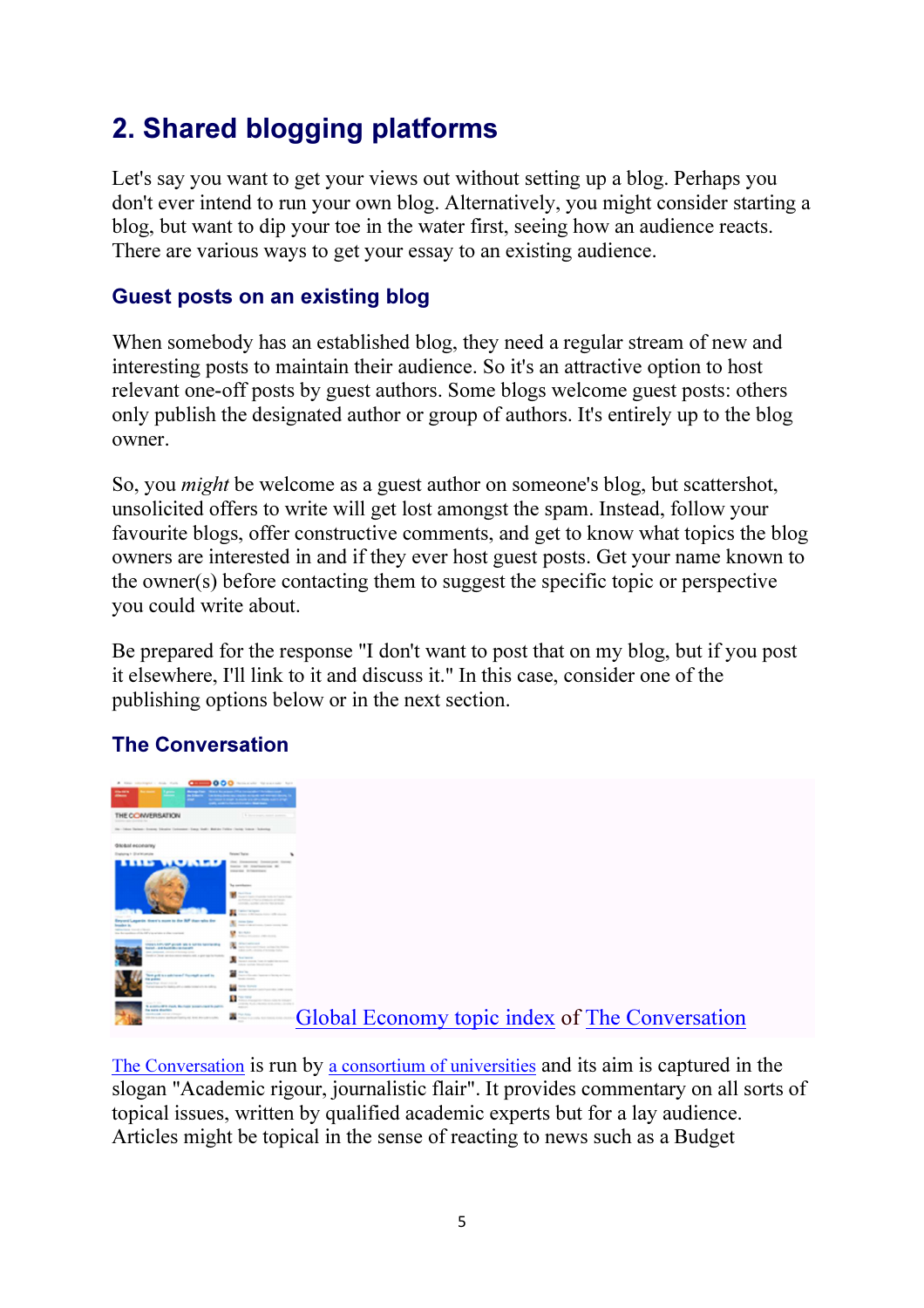## 2. Shared blogging platforms

Let's say you want to get your views out without setting up a blog. Perhaps you don't ever intend to run your own blog. Alternatively, you might consider starting a blog, but want to dip your toe in the water first, seeing how an audience reacts. There are various ways to get your essay to an existing audience.

### Guest posts on an existing blog

When somebody has an established blog, they need a regular stream of new and interesting posts to maintain their audience. So it's an attractive option to host relevant one-off posts by guest authors. Some blogs welcome guest posts: others only publish the designated author or group of authors. It's entirely up to the blog owner.

So, you *might* be welcome as a guest author on someone's blog, but scattershot, unsolicited offers to write will get lost amongst the spam. Instead, follow your favourite blogs, offer constructive comments, and get to know what topics the blog owners are interested in and if they ever host guest posts. Get your name known to the owner(s) before contacting them to suggest the specific topic or perspective you could write about.

Be prepared for the response "I don't want to post that on my blog, but if you post it elsewhere, I'll link to it and discuss it." In this case, consider one of the publishing options below or in the next section.

### The Conversation

Global Economy topic index of The Conversation

The Conversation is run by a consortium of universities and its aim is captured in the slogan "Academic rigour, journalistic flair". It provides commentary on all sorts of topical issues, written by qualified academic experts but for a lay audience. Articles might be topical in the sense of reacting to news such as a Budget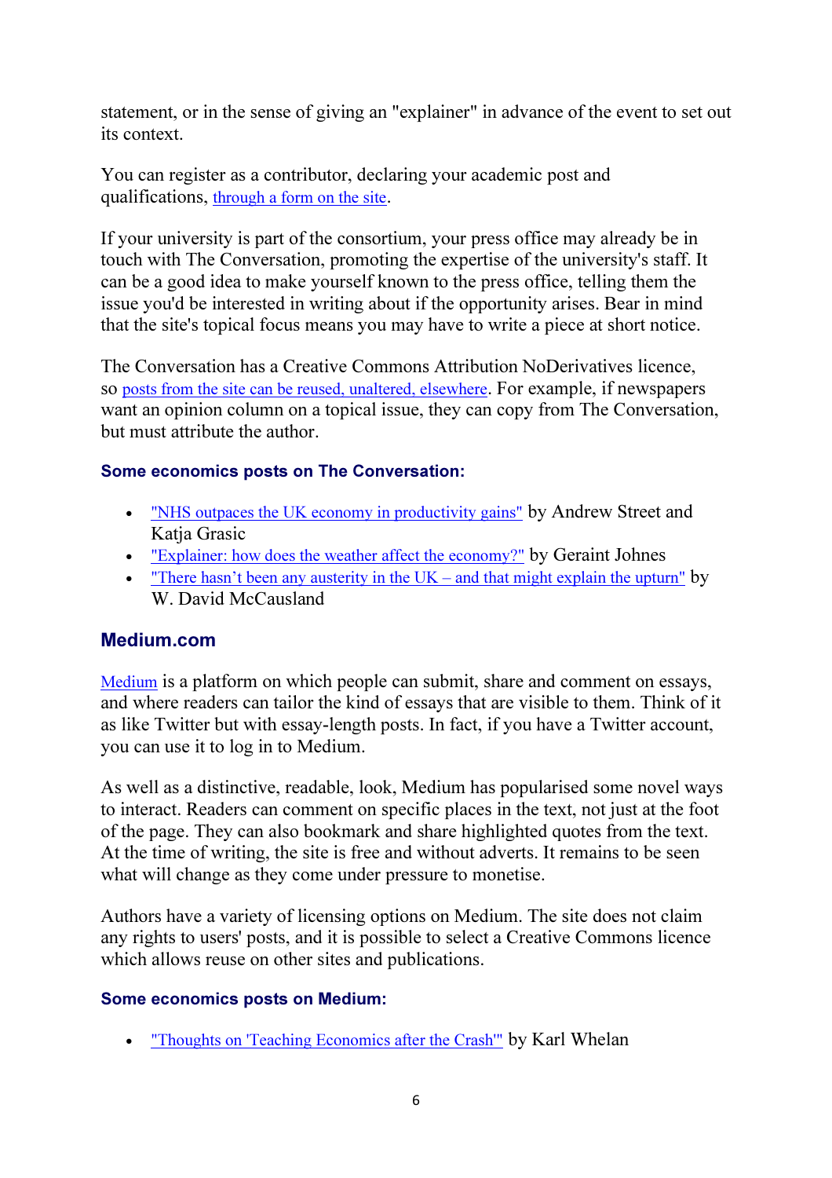statement, or in the sense of giving an "explainer" in advance of the event to set out its context.

You can register as a contributor, declaring your academic post and qualifications, through a form on the site.

If your university is part of the consortium, your press office may already be in touch with The Conversation, promoting the expertise of the university's staff. It can be a good idea to make yourself known to the press office, telling them the issue you'd be interested in writing about if the opportunity arises. Bear in mind that the site's topical focus means you may have to write a piece at short notice.

The Conversation has a Creative Commons Attribution NoDerivatives licence, so posts from the site can be reused, unaltered, elsewhere. For example, if newspapers want an opinion column on a topical issue, they can copy from The Conversation, but must attribute the author.

#### Some economics posts on The Conversation:

- "NHS outpaces the UK economy in productivity gains" by Andrew Street and Katja Grasic
- "Explainer: how does the weather affect the economy?" by Geraint Johnes
- "There hasn't been any austerity in the UK – and that might explain the upturn" by W. David McCausland

### Medium.com

Medium is a platform on which people can submit, share and comment on essays, and where readers can tailor the kind of essays that are visible to them. Think of it as like Twitter but with essay-length posts. In fact, if you have a Twitter account, you can use it to log in to Medium.

As well as a distinctive, readable, look, Medium has popularised some novel ways to interact. Readers can comment on specific places in the text, not just at the foot of the page. They can also bookmark and share highlighted quotes from the text. At the time of writing, the site is free and without adverts. It remains to be seen what will change as they come under pressure to monetise.

Authors have a variety of licensing options on Medium. The site does not claim any rights to users' posts, and it is possible to select a Creative Commons licence which allows reuse on other sites and publications.

#### Some economics posts on Medium:

- "Thoughts on 'Teaching Economics after the Crash'" by Karl Whelan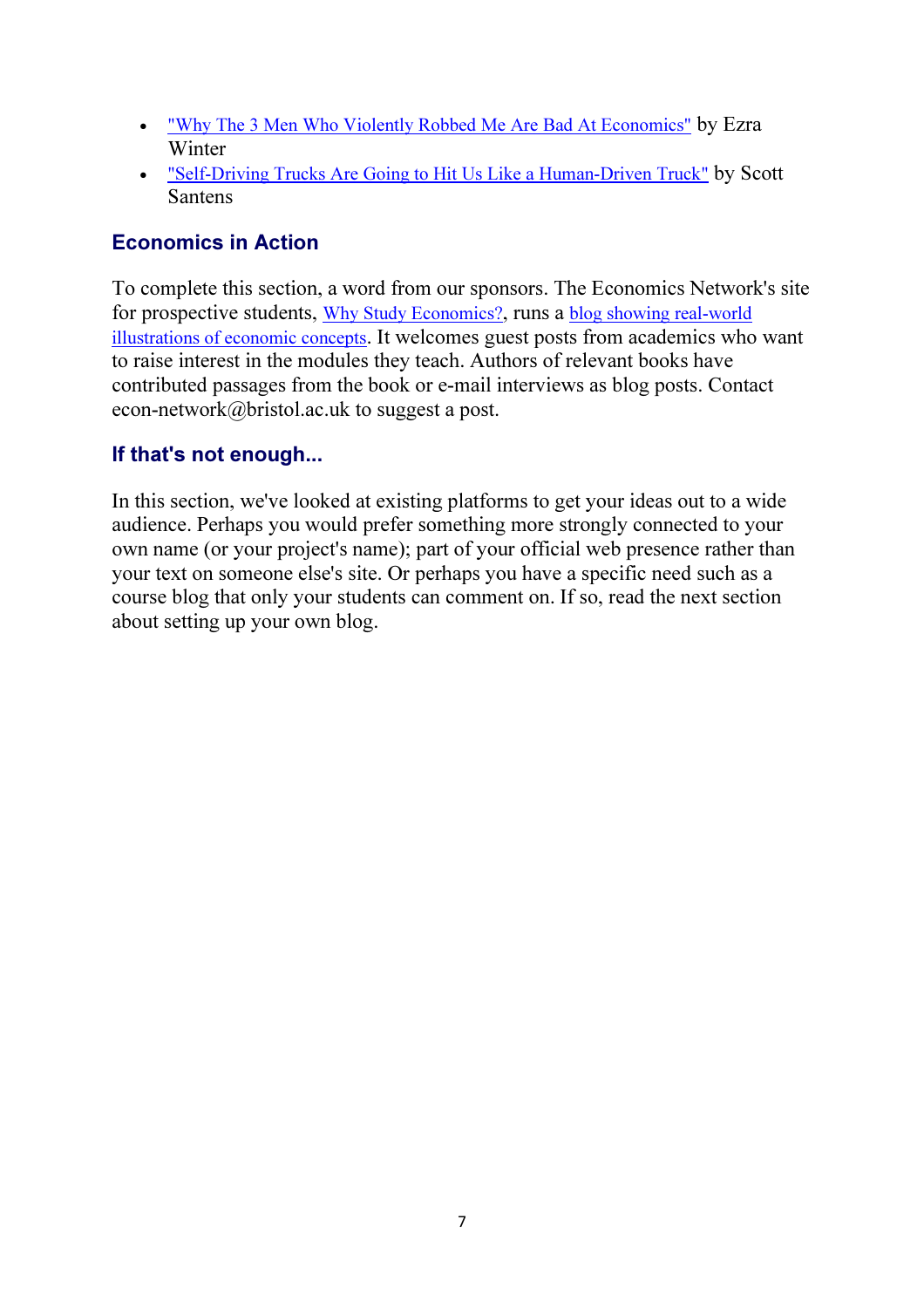- "Why The 3 Men Who Violently Robbed Me Are Bad At Economics" by Ezra Winter
- "Self-Driving Trucks Are Going to Hit Us Like a Human-Driven Truck" by Scott Santens

### Economics in Action

To complete this section, a word from our sponsors. The Economics Network's site for prospective students, Why Study Economics?, runs a blog showing real-world illustrations of economic concepts. It welcomes guest posts from academics who want to raise interest in the modules they teach. Authors of relevant books have contributed passages from the book or e-mail interviews as blog posts. Contact econ-network@bristol.ac.uk to suggest a post.

### If that's not enough...

In this section, we've looked at existing platforms to get your ideas out to a wide audience. Perhaps you would prefer something more strongly connected to your own name (or your project's name); part of your official web presence rather than your text on someone else's site. Or perhaps you have a specific need such as a course blog that only your students can comment on. If so, read the next section about setting up your own blog.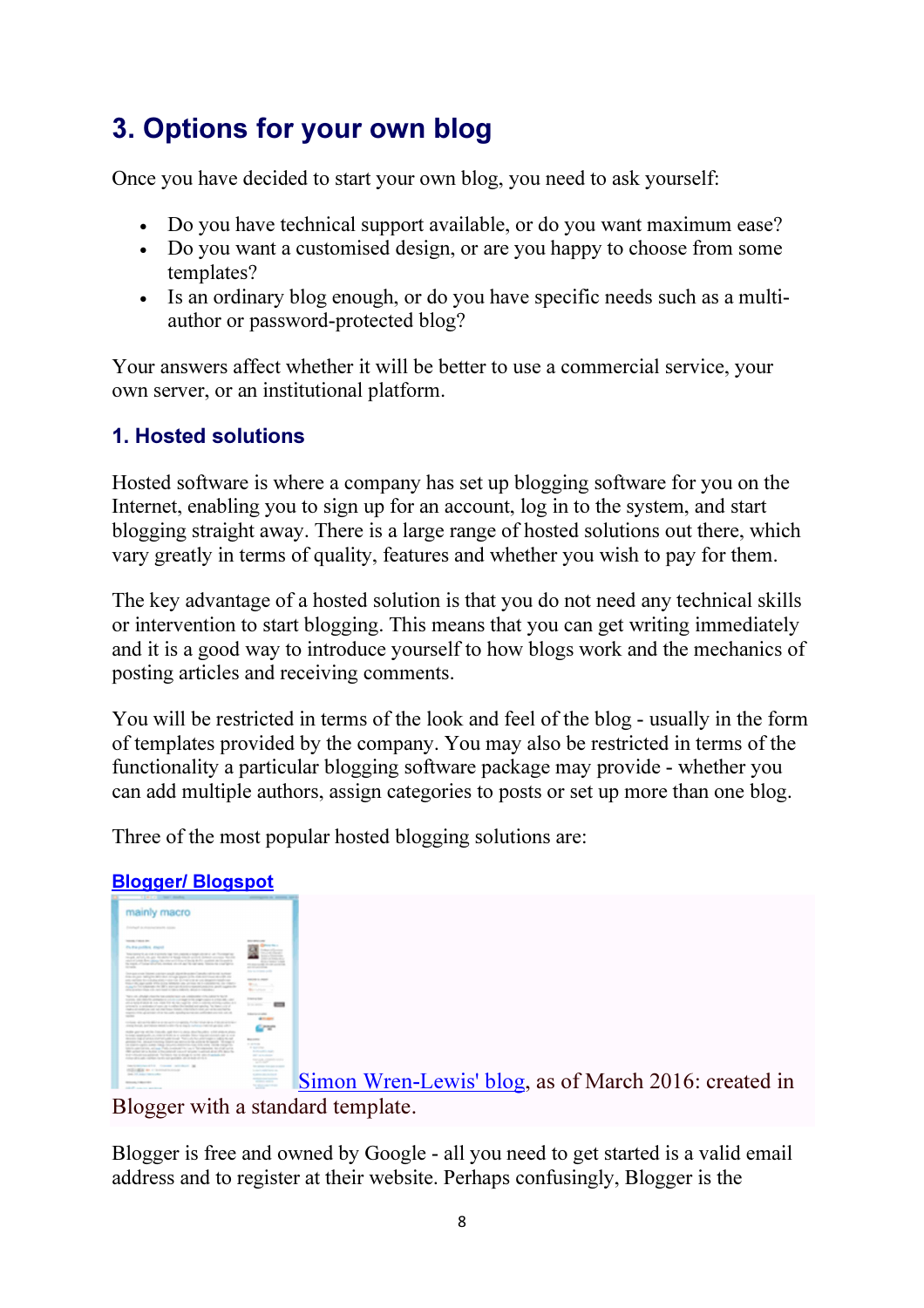## 3. Options for your own blog

Once you have decided to start your own blog, you need to ask yourself:

- Do you have technical support available, or do you want maximum ease?
- Do you want a customised design, or are you happy to choose from some templates?
- Is an ordinary blog enough, or do you have specific needs such as a multi-author or password-protected blog?

Your answers affect whether it will be better to use a commercial service, your own server, or an institutional platform.

### 1. Hosted solutions

Hosted software is where a company has set up blogging software for you on the Internet, enabling you to sign up for an account, log in to the system, and start blogging straight away. There is a large range of hosted solutions out there, which vary greatly in terms of quality, features and whether you wish to pay for them.

The key advantage of a hosted solution is that you do not need any technical skills or intervention to start blogging. This means that you can get writing immediately and it is a good way to introduce yourself to how blogs work and the mechanics of posting articles and receiving comments.

You will be restricted in terms of the look and feel of the blog - usually in the form of templates provided by the company. You may also be restricted in terms of the functionality a particular blogging software package may provide - whether you can add multiple authors, assign categories to posts or set up more than one blog.

Three of the most popular hosted blogging solutions are:

**Blogger/ Blogspot**

Simon Wren-Lewis' blog, as of March 2016: created in Blogger with a standard template.

Blogger is free and owned by Google - all you need to get started is a valid email address and to register at their website. Perhaps confusingly, Blogger is the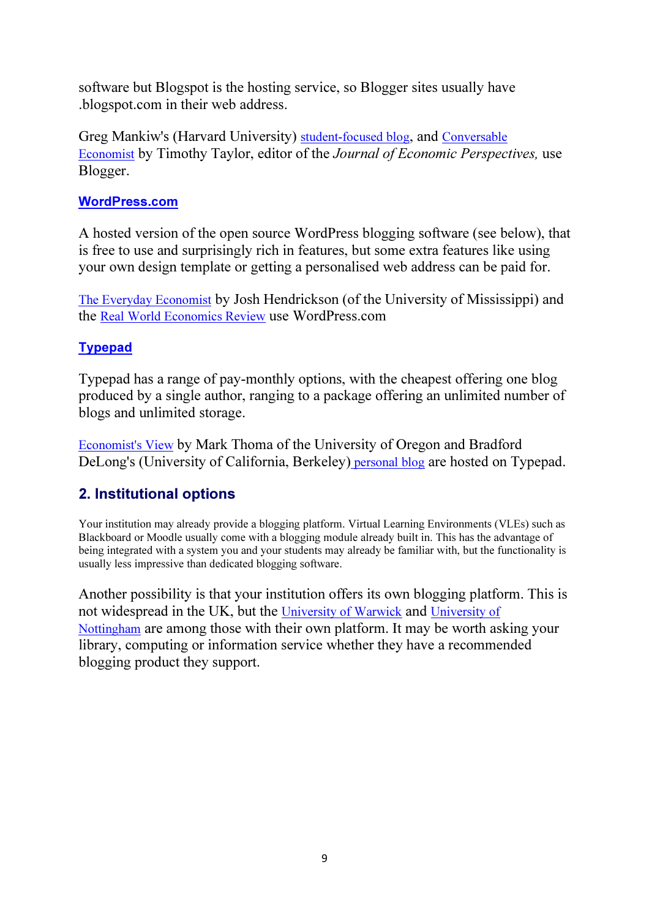software but Blogspot is the hosting service, so Blogger sites usually have .blogspot.com in their web address.

Greg Mankiw's (Harvard University) student-focused blog, and Conversable Economist by Timothy Taylor, editor of the *Journal of Economic Perspectives,* use Blogger.

### WordPress.com

A hosted version of the open source WordPress blogging software (see below), that is free to use and surprisingly rich in features, but some extra features like using your own design template or getting a personalised web address can be paid for.

The Everyday Economist by Josh Hendrickson (of the University of Mississippi) and the Real World Economics Review use WordPress.com

### Typepad

Typepad has a range of pay-monthly options, with the cheapest offering one blog produced by a single author, ranging to a package offering an unlimited number of blogs and unlimited storage.

Economist's View by Mark Thoma of the University of Oregon and Bradford DeLong's (University of California, Berkeley) personal blog are hosted on Typepad.

## 2. Institutional options

Your institution may already provide a blogging platform. Virtual Learning Environments (VLEs) such as Blackboard or Moodle usually come with a blogging module already built in. This has the advantage of being integrated with a system you and your students may already be familiar with, but the functionality is usually less impressive than dedicated blogging software.

Another possibility is that your institution offers its own blogging platform. This is not widespread in the UK, but the University of Warwick and University of Nottingham are among those with their own platform. It may be worth asking your library, computing or information service whether they have a recommended blogging product they support.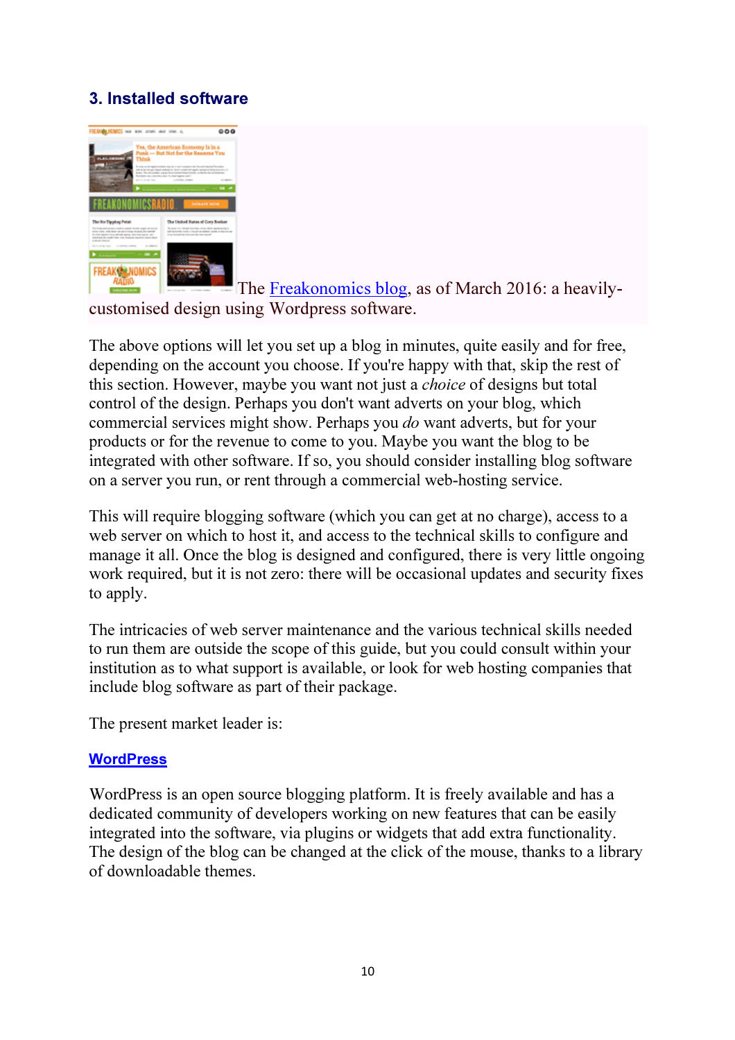### 3. Installed software

The Freakonomics blog, as of March 2016: a heavily-customised design using Wordpress software.

The above options will let you set up a blog in minutes, quite easily and for free, depending on the account you choose. If you're happy with that, skip the rest of this section. However, maybe you want not just a *choice* of designs but total control of the design. Perhaps you don't want adverts on your blog, which commercial services might show. Perhaps you *do* want adverts, but for your products or for the revenue to come to you. Maybe you want the blog to be integrated with other software. If so, you should consider installing blog software on a server you run, or rent through a commercial web-hosting service.

This will require blogging software (which you can get at no charge), access to a web server on which to host it, and access to the technical skills to configure and manage it all. Once the blog is designed and configured, there is very little ongoing work required, but it is not zero: there will be occasional updates and security fixes to apply.

The intricacies of web server maintenance and the various technical skills needed to run them are outside the scope of this guide, but you could consult within your institution as to what support is available, or look for web hosting companies that include blog software as part of their package.

The present market leader is:

**WordPress**

WordPress is an open source blogging platform. It is freely available and has a dedicated community of developers working on new features that can be easily integrated into the software, via plugins or widgets that add extra functionality. The design of the blog can be changed at the click of the mouse, thanks to a library of downloadable themes.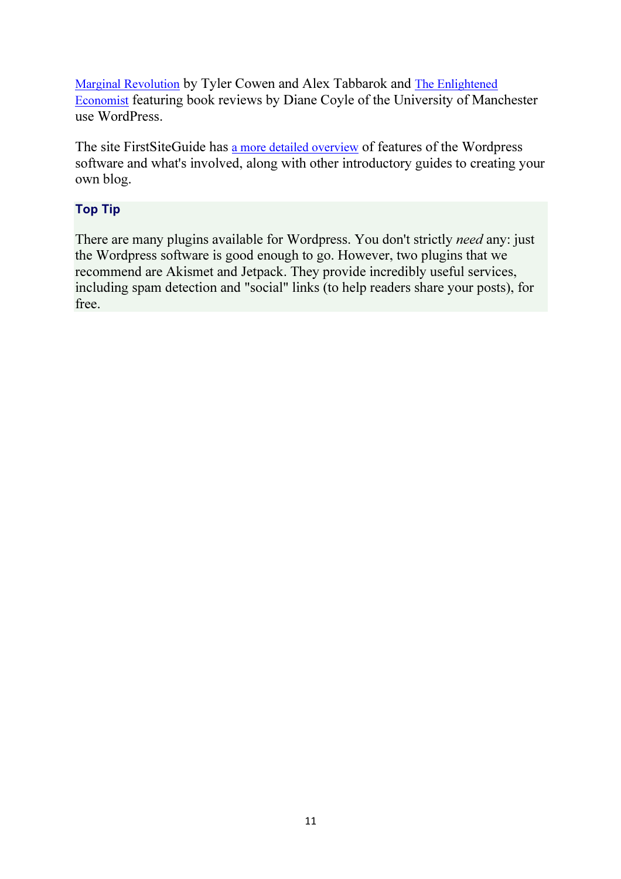Marginal Revolution by Tyler Cowen and Alex Tabbarok and The Enlightened Economist featuring book reviews by Diane Coyle of the University of Manchester use WordPress.

The site FirstSiteGuide has a more detailed overview of features of the Wordpress software and what's involved, along with other introductory guides to creating your own blog.

**Top Tip**

There are many plugins available for Wordpress. You don't strictly *need* any: just the Wordpress software is good enough to go. However, two plugins that we recommend are Akismet and Jetpack. They provide incredibly useful services, including spam detection and "social" links (to help readers share your posts), for free.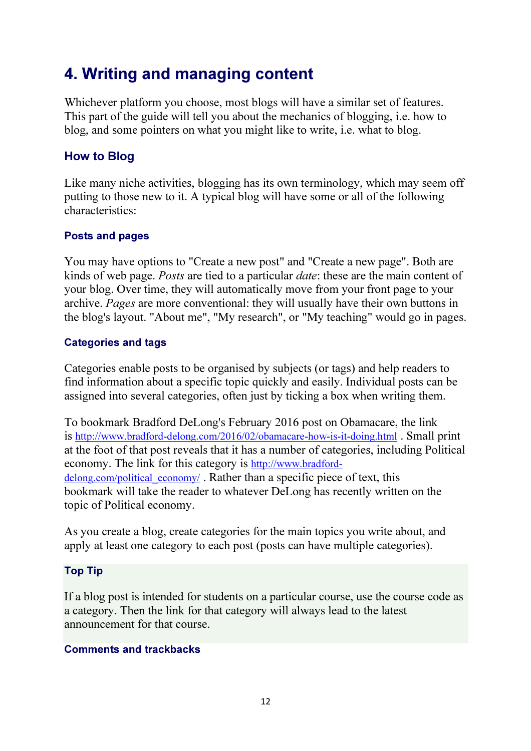# 4. Writing and managing content

Whichever platform you choose, most blogs will have a similar set of features. This part of the guide will tell you about the mechanics of blogging, i.e. how to blog, and some pointers on what you might like to write, i.e. what to blog.

## How to Blog

Like many niche activities, blogging has its own terminology, which may seem off putting to those new to it. A typical blog will have some or all of the following characteristics:

### Posts and pages

You may have options to "Create a new post" and "Create a new page". Both are kinds of web page. *Posts* are tied to a particular *date*: these are the main content of your blog. Over time, they will automatically move from your front page to your archive. *Pages* are more conventional: they will usually have their own buttons in the blog's layout. "About me", "My research", or "My teaching" would go in pages.

### Categories and tags

Categories enable posts to be organised by subjects (or tags) and help readers to find information about a specific topic quickly and easily. Individual posts can be assigned into several categories, often just by ticking a box when writing them.

To bookmark Bradford DeLong's February 2016 post on Obamacare, the link is http://www.bradford-delong.com/2016/02/obamacare-how-is-it-doing.html . Small print at the foot of that post reveals that it has a number of categories, including Political economy. The link for this category is http://www.bradford-delong.com/political_economy/ . Rather than a specific piece of text, this bookmark will take the reader to whatever DeLong has recently written on the topic of Political economy.

As you create a blog, create categories for the main topics you write about, and apply at least one category to each post (posts can have multiple categories).

### Top Tip

If a blog post is intended for students on a particular course, use the course code as a category. Then the link for that category will always lead to the latest announcement for that course.

### Comments and trackbacks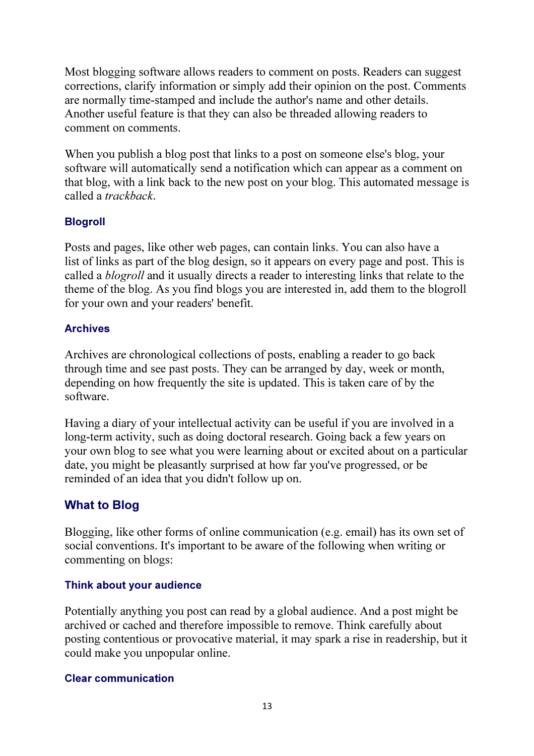Most blogging software allows readers to comment on posts. Readers can suggest corrections, clarify information or simply add their opinion on the post. Comments are normally time-stamped and include the author's name and other details. Another useful feature is that they can also be threaded allowing readers to comment on comments.

When you publish a blog post that links to a post on someone else's blog, your software will automatically send a notification which can appear as a comment on that blog, with a link back to the new post on your blog. This automated message is called a *trackback*.

### Blogroll

Posts and pages, like other web pages, can contain links. You can also have a list of links as part of the blog design, so it appears on every page and post. This is called a *blogroll* and it usually directs a reader to interesting links that relate to the theme of the blog. As you find blogs you are interested in, add them to the blogroll for your own and your readers' benefit.

### Archives

Archives are chronological collections of posts, enabling a reader to go back through time and see past posts. They can be arranged by day, week or month, depending on how frequently the site is updated. This is taken care of by the software.

Having a diary of your intellectual activity can be useful if you are involved in a long-term activity, such as doing doctoral research. Going back a few years on your own blog to see what you were learning about or excited about on a particular date, you might be pleasantly surprised at how far you've progressed, or be reminded of an idea that you didn't follow up on.

## What to Blog

Blogging, like other forms of online communication (e.g. email) has its own set of social conventions. It's important to be aware of the following when writing or commenting on blogs:

### Think about your audience

Potentially anything you post can read by a global audience. And a post might be archived or cached and therefore impossible to remove. Think carefully about posting contentious or provocative material, it may spark a rise in readership, but it could make you unpopular online.

### Clear communication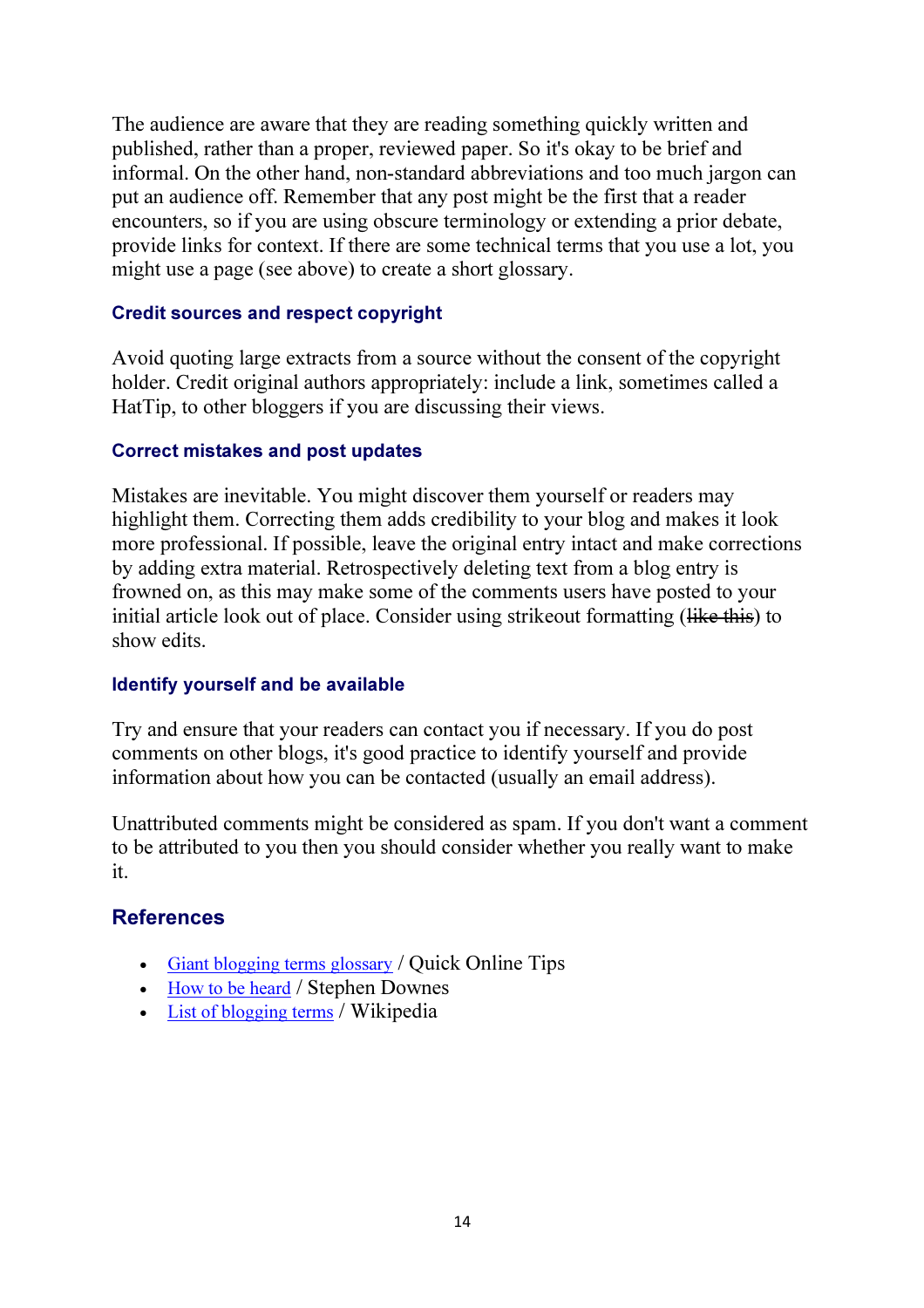The audience are aware that they are reading something quickly written and published, rather than a proper, reviewed paper. So it's okay to be brief and informal. On the other hand, non-standard abbreviations and too much jargon can put an audience off. Remember that any post might be the first that a reader encounters, so if you are using obscure terminology or extending a prior debate, provide links for context. If there are some technical terms that you use a lot, you might use a page (see above) to create a short glossary.

### Credit sources and respect copyright

Avoid quoting large extracts from a source without the consent of the copyright holder. Credit original authors appropriately: include a link, sometimes called a HatTip, to other bloggers if you are discussing their views.

### Correct mistakes and post updates

Mistakes are inevitable. You might discover them yourself or readers may highlight them. Correcting them adds credibility to your blog and makes it look more professional. If possible, leave the original entry intact and make corrections by adding extra material. Retrospectively deleting text from a blog entry is frowned on, as this may make some of the comments users have posted to your initial article look out of place. Consider using strikeout formatting (~~like this~~) to show edits.

### Identify yourself and be available

Try and ensure that your readers can contact you if necessary. If you do post comments on other blogs, it's good practice to identify yourself and provide information about how you can be contacted (usually an email address).

Unattributed comments might be considered as spam. If you don't want a comment to be attributed to you then you should consider whether you really want to make it.

## References

- Giant blogging terms glossary / Quick Online Tips
- How to be heard / Stephen Downes
- List of blogging terms / Wikipedia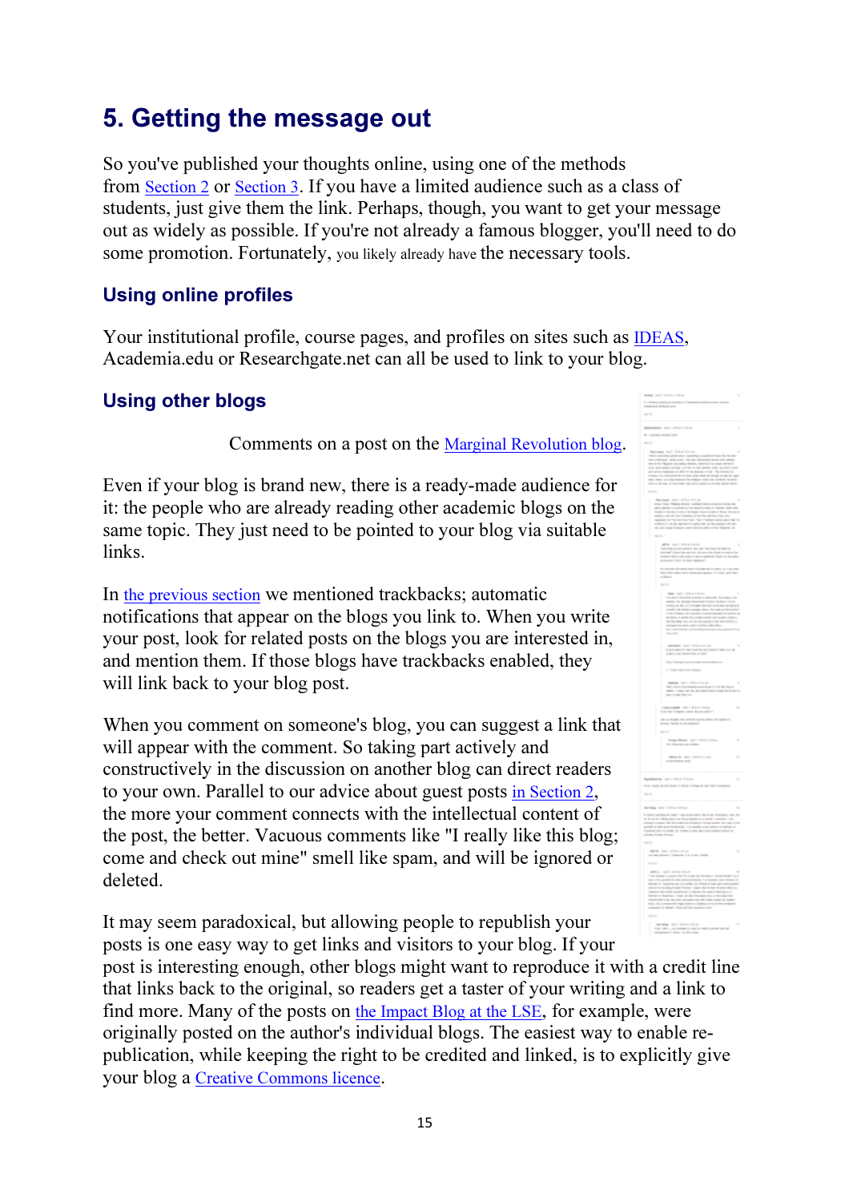# 5. Getting the message out

So you've published your thoughts online, using one of the methods from Section 2 or Section 3. If you have a limited audience such as a class of students, just give them the link. Perhaps, though, you want to get your message out as widely as possible. If you're not already a famous blogger, you'll need to do some promotion. Fortunately, you likely already have the necessary tools.

## Using online profiles

Your institutional profile, course pages, and profiles on sites such as IDEAS, Academia.edu or Researchgate.net can all be used to link to your blog.

## Using other blogs

Comments on a post on the Marginal Revolution blog.

Even if your blog is brand new, there is a ready-made audience for it: the people who are already reading other academic blogs on the same topic. They just need to be pointed to your blog via suitable links.

In the previous section we mentioned trackbacks; automatic notifications that appear on the blogs you link to. When you write your post, look for related posts on the blogs you are interested in, and mention them. If those blogs have trackbacks enabled, they will link back to your blog post.

When you comment on someone's blog, you can suggest a link that will appear with the comment. So taking part actively and constructively in the discussion on another blog can direct readers to your own. Parallel to our advice about guest posts in Section 2, the more your comment connects with the intellectual content of the post, the better. Vacuous comments like "I really like this blog; come and check out mine" smell like spam, and will be ignored or deleted.

It may seem paradoxical, but allowing people to republish your posts is one easy way to get links and visitors to your blog. If your post is interesting enough, other blogs might want to reproduce it with a credit line that links back to the original, so readers get a taster of your writing and a link to find more. Many of the posts on the Impact Blog at the LSE, for example, were originally posted on the author's individual blogs. The easiest way to enable re-publication, while keeping the right to be credited and linked, is to explicitly give your blog a Creative Commons licence.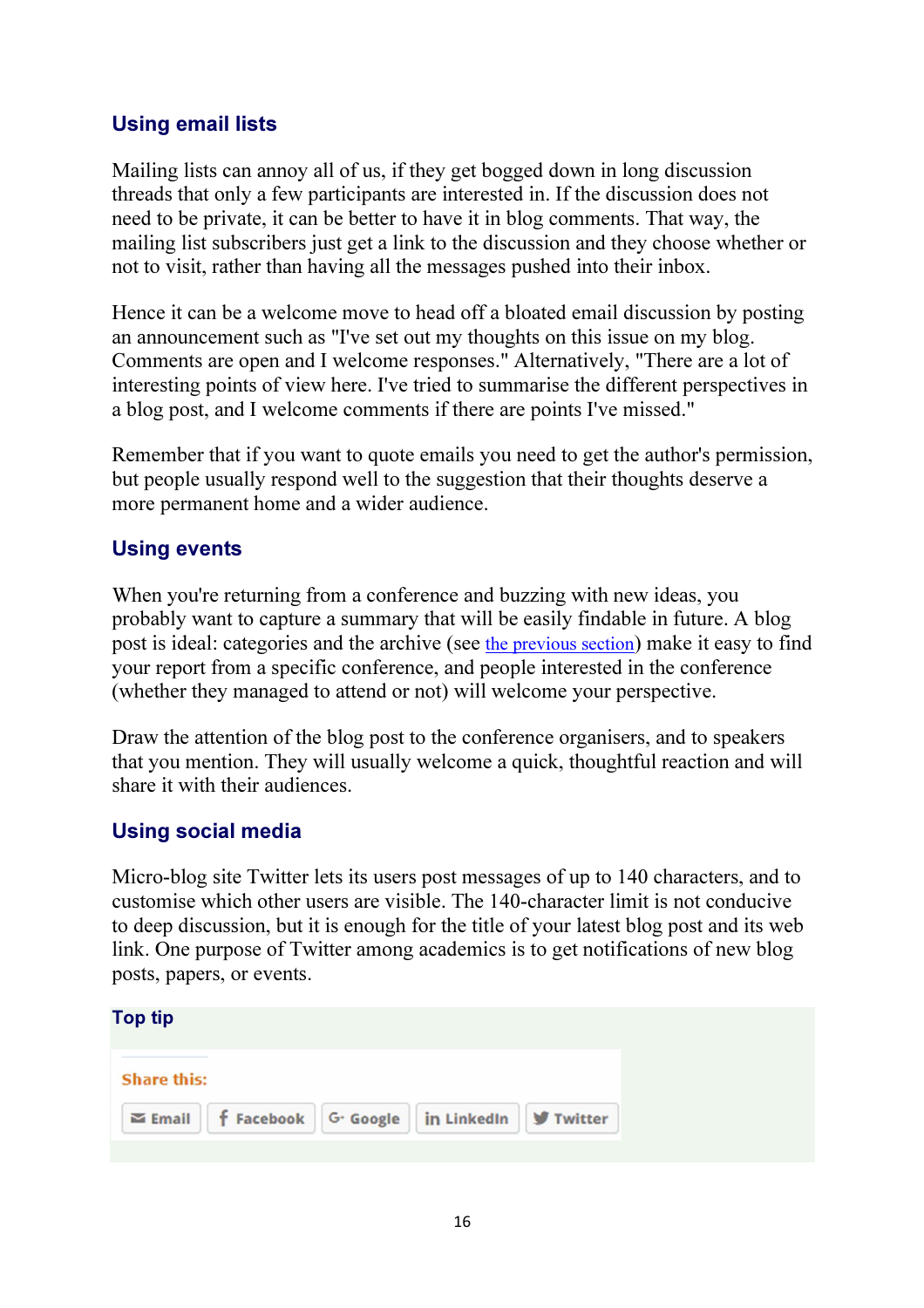### Using email lists

Mailing lists can annoy all of us, if they get bogged down in long discussion threads that only a few participants are interested in. If the discussion does not need to be private, it can be better to have it in blog comments. That way, the mailing list subscribers just get a link to the discussion and they choose whether or not to visit, rather than having all the messages pushed into their inbox.

Hence it can be a welcome move to head off a bloated email discussion by posting an announcement such as "I've set out my thoughts on this issue on my blog. Comments are open and I welcome responses." Alternatively, "There are a lot of interesting points of view here. I've tried to summarise the different perspectives in a blog post, and I welcome comments if there are points I've missed."

Remember that if you want to quote emails you need to get the author's permission, but people usually respond well to the suggestion that their thoughts deserve a more permanent home and a wider audience.

### Using events

When you're returning from a conference and buzzing with new ideas, you probably want to capture a summary that will be easily findable in future. A blog post is ideal: categories and the archive (see the previous section) make it easy to find your report from a specific conference, and people interested in the conference (whether they managed to attend or not) will welcome your perspective.

Draw the attention of the blog post to the conference organisers, and to speakers that you mention. They will usually welcome a quick, thoughtful reaction and will share it with their audiences.

### Using social media

Micro-blog site Twitter lets its users post messages of up to 140 characters, and to customise which other users are visible. The 140-character limit is not conducive to deep discussion, but it is enough for the title of your latest blog post and its web link. One purpose of Twitter among academics is to get notifications of new blog posts, papers, or events.

**Top tip**

**Share this:**

Email | Facebook | Google | LinkedIn | Twitter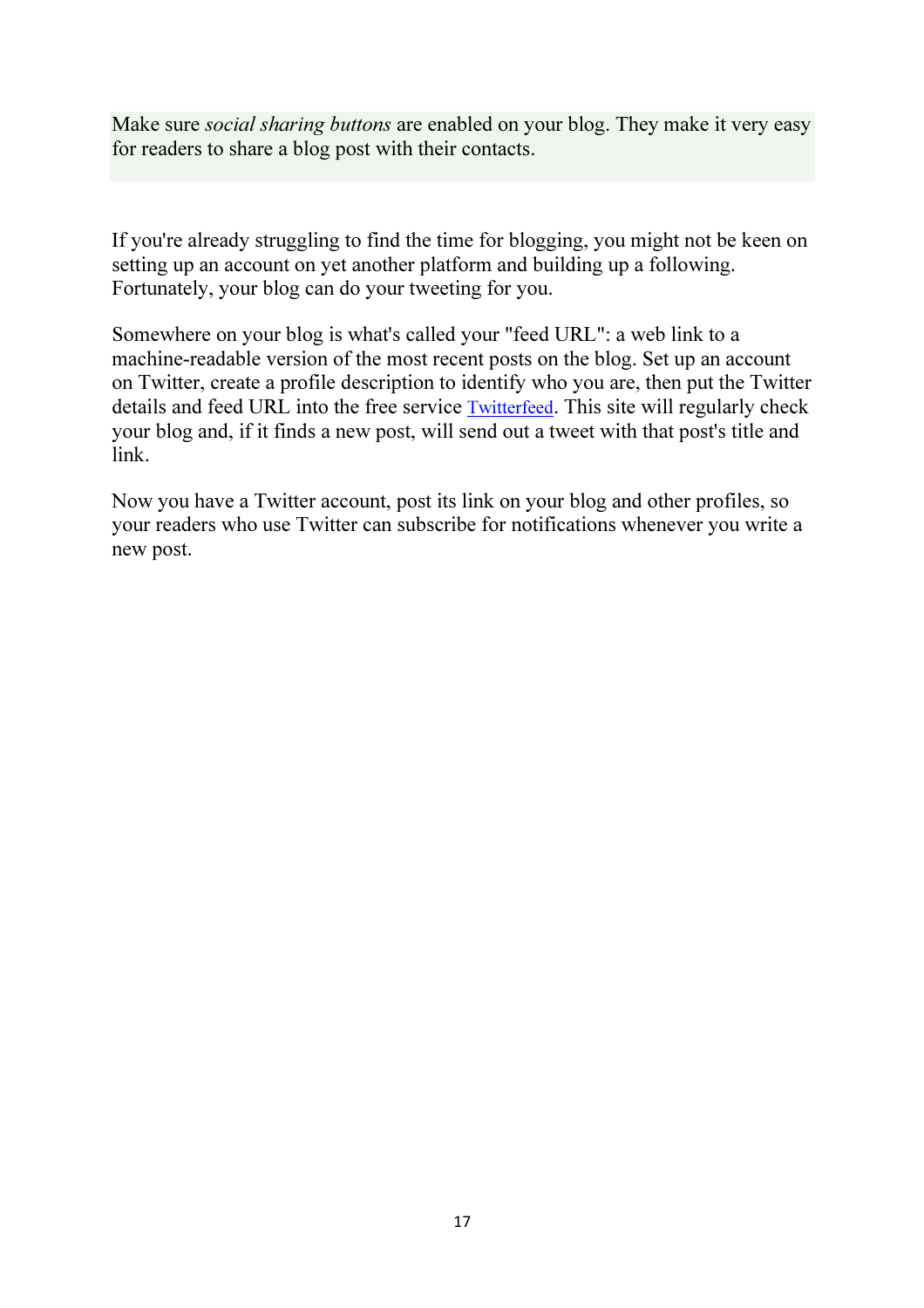Make sure *social sharing buttons* are enabled on your blog. They make it very easy for readers to share a blog post with their contacts.

If you're already struggling to find the time for blogging, you might not be keen on setting up an account on yet another platform and building up a following. Fortunately, your blog can do your tweeting for you.

Somewhere on your blog is what's called your "feed URL": a web link to a machine-readable version of the most recent posts on the blog. Set up an account on Twitter, create a profile description to identify who you are, then put the Twitter details and feed URL into the free service Twitterfeed. This site will regularly check your blog and, if it finds a new post, will send out a tweet with that post's title and link.

Now you have a Twitter account, post its link on your blog and other profiles, so your readers who use Twitter can subscribe for notifications whenever you write a new post.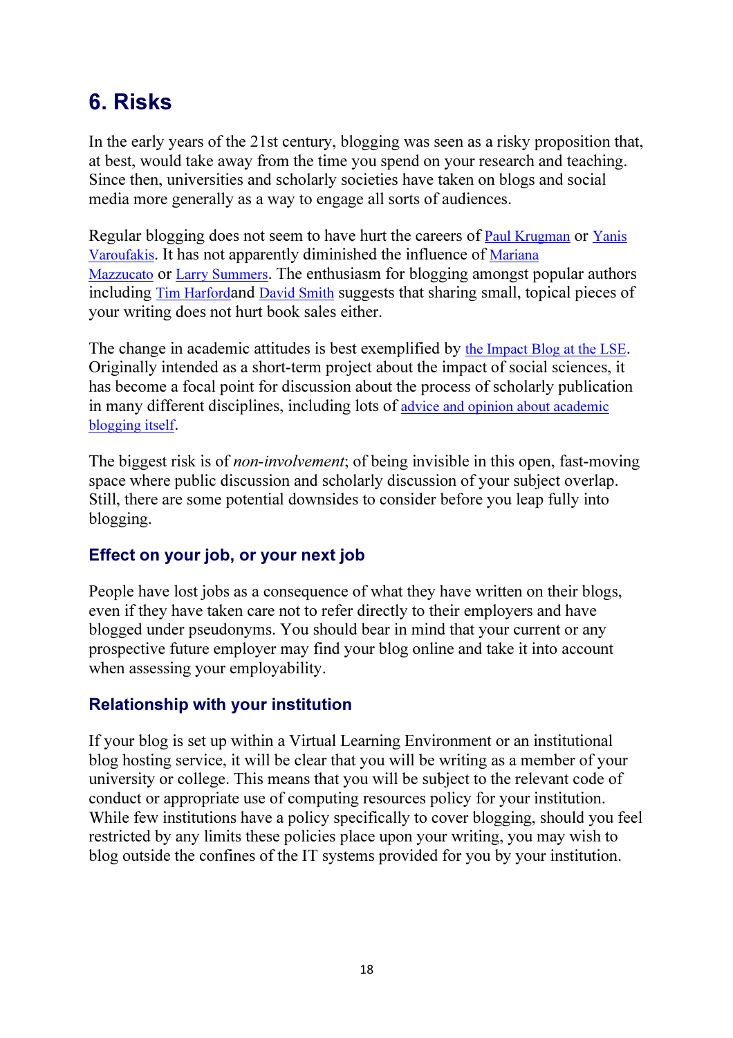# 6. Risks

In the early years of the 21st century, blogging was seen as a risky proposition that, at best, would take away from the time you spend on your research and teaching. Since then, universities and scholarly societies have taken on blogs and social media more generally as a way to engage all sorts of audiences.

Regular blogging does not seem to have hurt the careers of Paul Krugman or Yanis Varoufakis. It has not apparently diminished the influence of Mariana Mazzucato or Larry Summers. The enthusiasm for blogging amongst popular authors including Tim Harfordand David Smith suggests that sharing small, topical pieces of your writing does not hurt book sales either.

The change in academic attitudes is best exemplified by the Impact Blog at the LSE. Originally intended as a short-term project about the impact of social sciences, it has become a focal point for discussion about the process of scholarly publication in many different disciplines, including lots of advice and opinion about academic blogging itself.

The biggest risk is of *non-involvement*; of being invisible in this open, fast-moving space where public discussion and scholarly discussion of your subject overlap. Still, there are some potential downsides to consider before you leap fully into blogging.

## Effect on your job, or your next job

People have lost jobs as a consequence of what they have written on their blogs, even if they have taken care not to refer directly to their employers and have blogged under pseudonyms. You should bear in mind that your current or any prospective future employer may find your blog online and take it into account when assessing your employability.

## Relationship with your institution

If your blog is set up within a Virtual Learning Environment or an institutional blog hosting service, it will be clear that you will be writing as a member of your university or college. This means that you will be subject to the relevant code of conduct or appropriate use of computing resources policy for your institution. While few institutions have a policy specifically to cover blogging, should you feel restricted by any limits these policies place upon your writing, you may wish to blog outside the confines of the IT systems provided for you by your institution.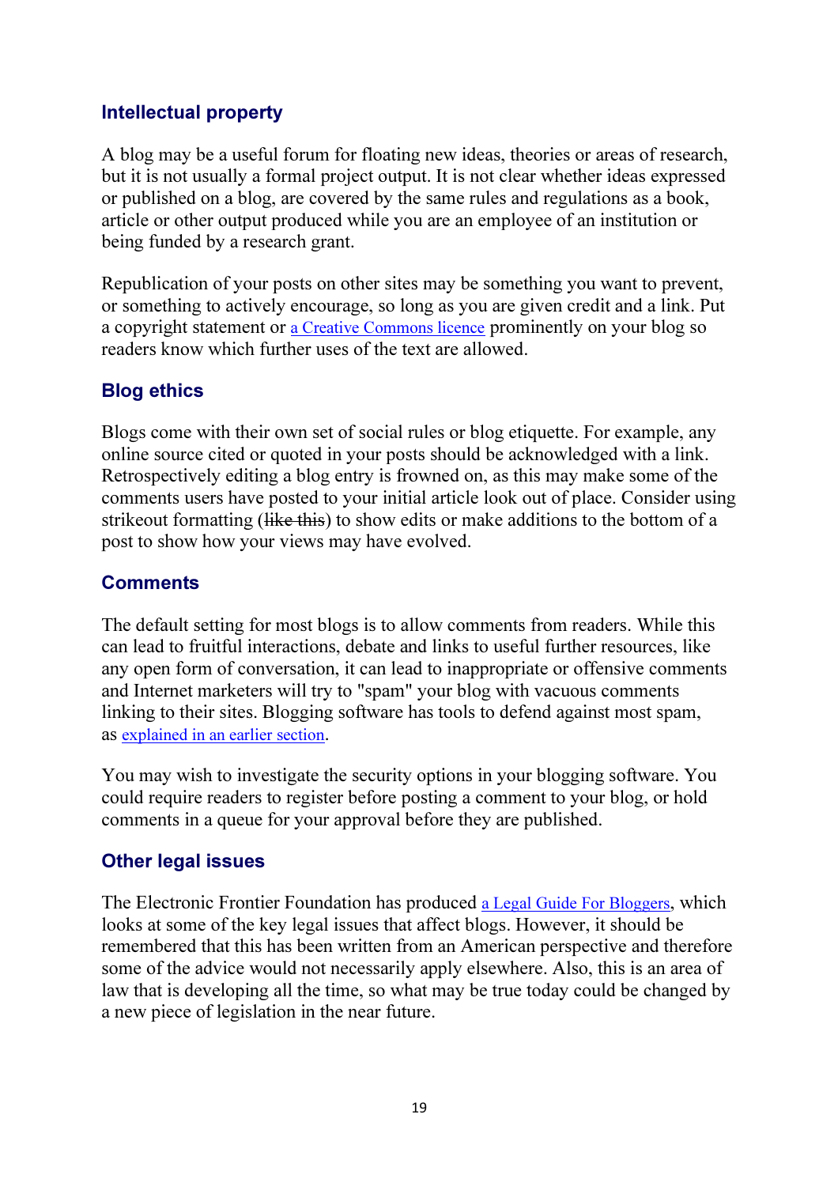## Intellectual property

A blog may be a useful forum for floating new ideas, theories or areas of research, but it is not usually a formal project output. It is not clear whether ideas expressed or published on a blog, are covered by the same rules and regulations as a book, article or other output produced while you are an employee of an institution or being funded by a research grant.

Republication of your posts on other sites may be something you want to prevent, or something to actively encourage, so long as you are given credit and a link. Put a copyright statement or a Creative Commons licence prominently on your blog so readers know which further uses of the text are allowed.

## Blog ethics

Blogs come with their own set of social rules or blog etiquette. For example, any online source cited or quoted in your posts should be acknowledged with a link. Retrospectively editing a blog entry is frowned on, as this may make some of the comments users have posted to your initial article look out of place. Consider using strikeout formatting (~~like this~~) to show edits or make additions to the bottom of a post to show how your views may have evolved.

## Comments

The default setting for most blogs is to allow comments from readers. While this can lead to fruitful interactions, debate and links to useful further resources, like any open form of conversation, it can lead to inappropriate or offensive comments and Internet marketers will try to "spam" your blog with vacuous comments linking to their sites. Blogging software has tools to defend against most spam, as explained in an earlier section.

You may wish to investigate the security options in your blogging software. You could require readers to register before posting a comment to your blog, or hold comments in a queue for your approval before they are published.

## Other legal issues

The Electronic Frontier Foundation has produced a Legal Guide For Bloggers, which looks at some of the key legal issues that affect blogs. However, it should be remembered that this has been written from an American perspective and therefore some of the advice would not necessarily apply elsewhere. Also, this is an area of law that is developing all the time, so what may be true today could be changed by a new piece of legislation in the near future.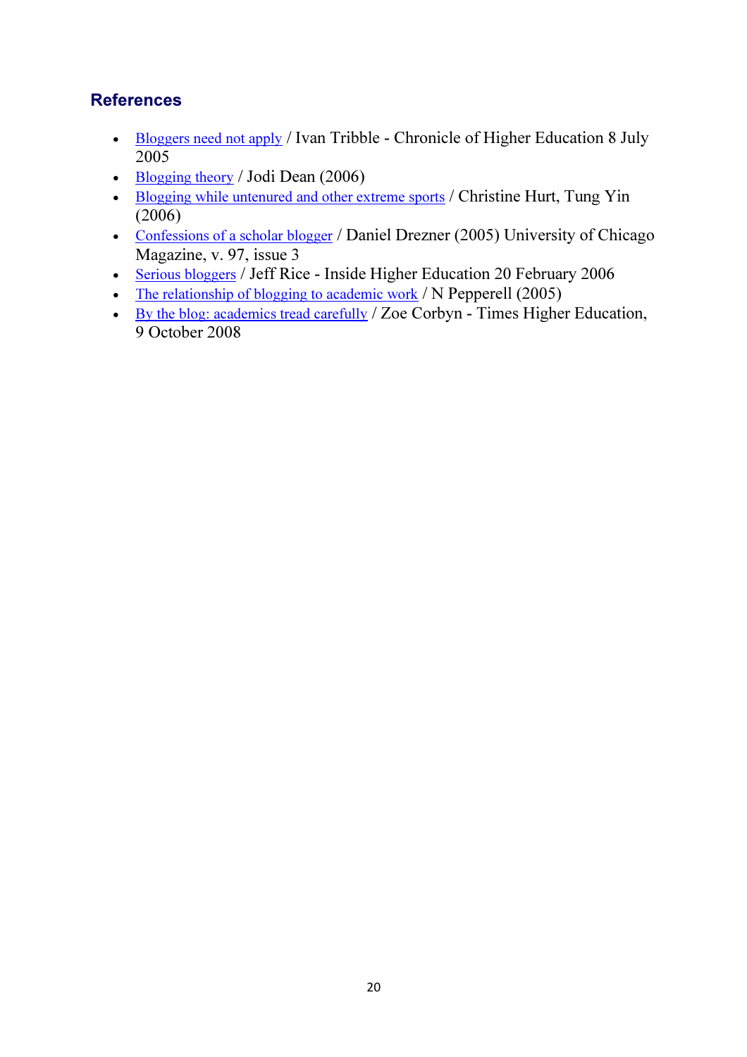## References

- Bloggers need not apply / Ivan Tribble - Chronicle of Higher Education 8 July 2005
- Blogging theory / Jodi Dean (2006)
- Blogging while untenured and other extreme sports / Christine Hurt, Tung Yin (2006)
- Confessions of a scholar blogger / Daniel Drezner (2005) University of Chicago Magazine, v. 97, issue 3
- Serious bloggers / Jeff Rice - Inside Higher Education 20 February 2006
- The relationship of blogging to academic work / N Pepperell (2005)
- By the blog: academics tread carefully / Zoe Corbyn - Times Higher Education, 9 October 2008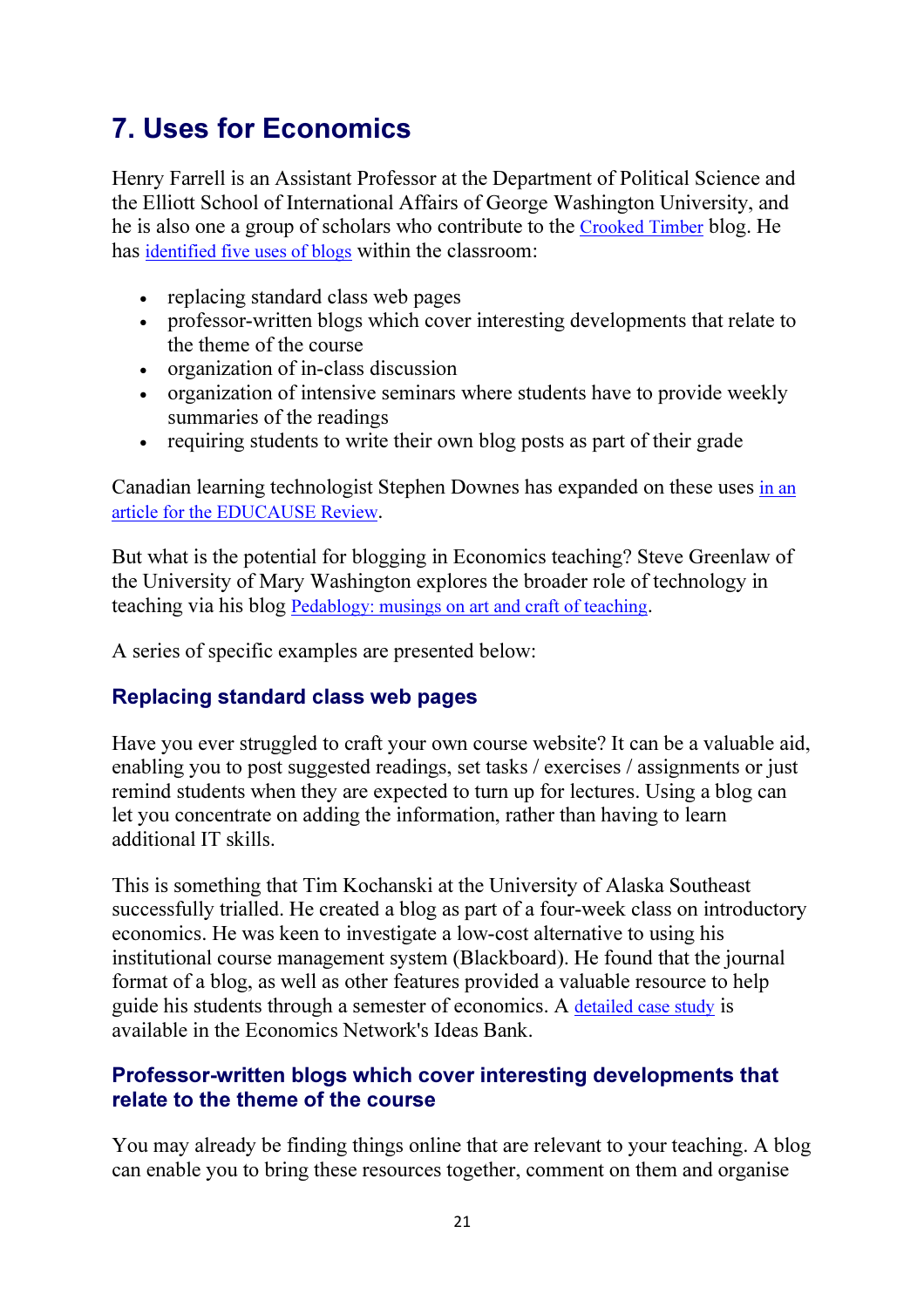## 7. Uses for Economics

Henry Farrell is an Assistant Professor at the Department of Political Science and the Elliott School of International Affairs of George Washington University, and he is also one a group of scholars who contribute to the Crooked Timber blog. He has identified five uses of blogs within the classroom:

- replacing standard class web pages
- professor-written blogs which cover interesting developments that relate to the theme of the course
- organization of in-class discussion
- organization of intensive seminars where students have to provide weekly summaries of the readings
- requiring students to write their own blog posts as part of their grade

Canadian learning technologist Stephen Downes has expanded on these uses in an article for the EDUCAUSE Review.

But what is the potential for blogging in Economics teaching? Steve Greenlaw of the University of Mary Washington explores the broader role of technology in teaching via his blog Pedablogy: musings on art and craft of teaching.

A series of specific examples are presented below:

### Replacing standard class web pages

Have you ever struggled to craft your own course website? It can be a valuable aid, enabling you to post suggested readings, set tasks / exercises / assignments or just remind students when they are expected to turn up for lectures. Using a blog can let you concentrate on adding the information, rather than having to learn additional IT skills.

This is something that Tim Kochanski at the University of Alaska Southeast successfully trialled. He created a blog as part of a four-week class on introductory economics. He was keen to investigate a low-cost alternative to using his institutional course management system (Blackboard). He found that the journal format of a blog, as well as other features provided a valuable resource to help guide his students through a semester of economics. A detailed case study is available in the Economics Network's Ideas Bank.

### Professor-written blogs which cover interesting developments that relate to the theme of the course

You may already be finding things online that are relevant to your teaching. A blog can enable you to bring these resources together, comment on them and organise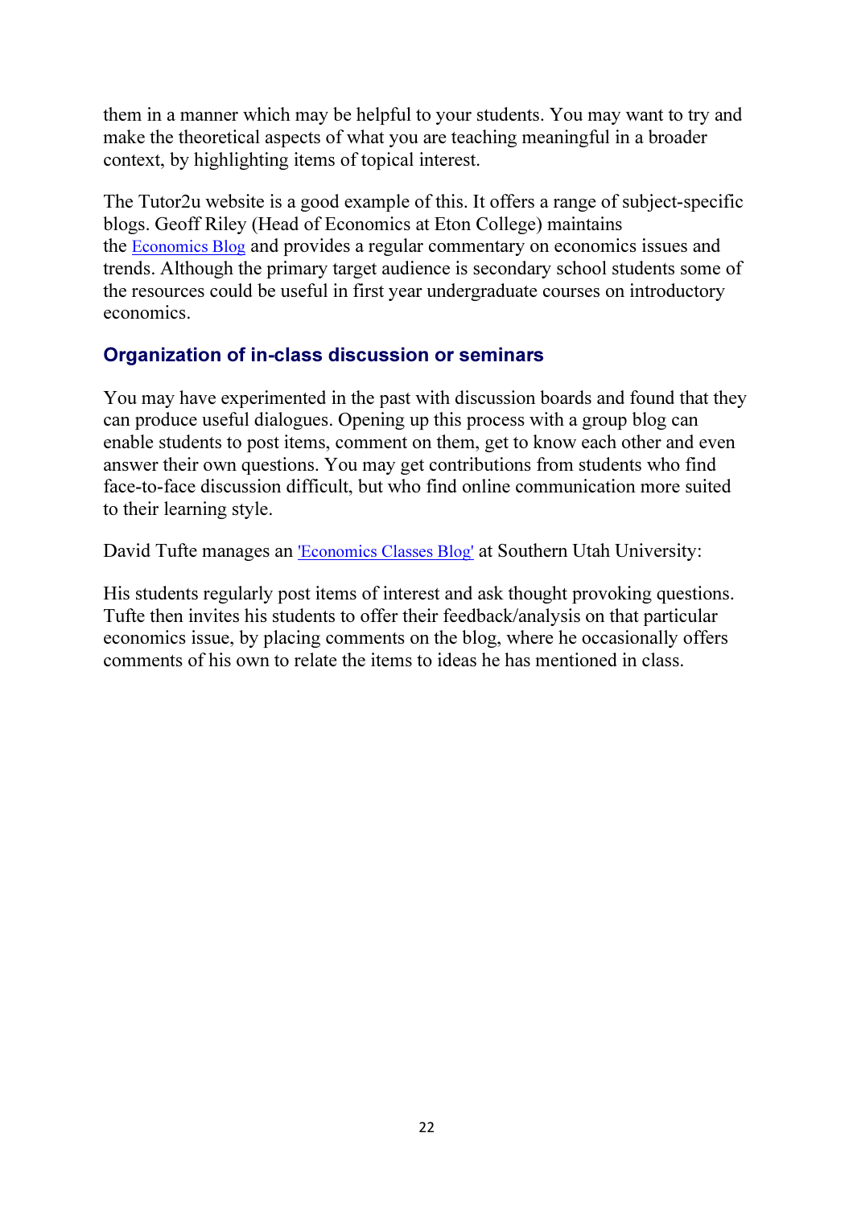them in a manner which may be helpful to your students. You may want to try and make the theoretical aspects of what you are teaching meaningful in a broader context, by highlighting items of topical interest.

The Tutor2u website is a good example of this. It offers a range of subject-specific blogs. Geoff Riley (Head of Economics at Eton College) maintains the Economics Blog and provides a regular commentary on economics issues and trends. Although the primary target audience is secondary school students some of the resources could be useful in first year undergraduate courses on introductory economics.

## Organization of in-class discussion or seminars

You may have experimented in the past with discussion boards and found that they can produce useful dialogues. Opening up this process with a group blog can enable students to post items, comment on them, get to know each other and even answer their own questions. You may get contributions from students who find face-to-face discussion difficult, but who find online communication more suited to their learning style.

David Tufte manages an 'Economics Classes Blog' at Southern Utah University:

His students regularly post items of interest and ask thought provoking questions. Tufte then invites his students to offer their feedback/analysis on that particular economics issue, by placing comments on the blog, where he occasionally offers comments of his own to relate the items to ideas he has mentioned in class.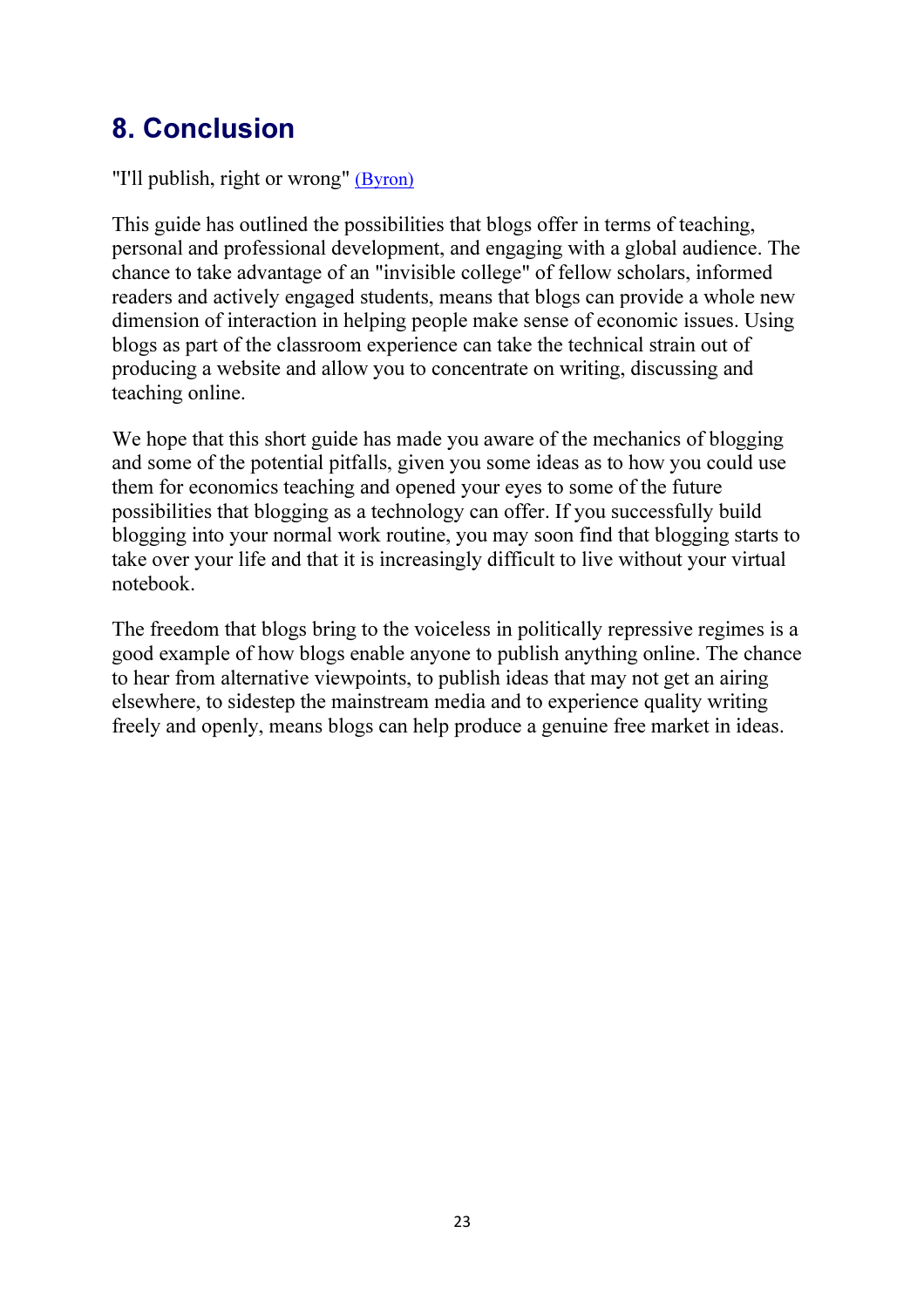## 8. Conclusion

"I'll publish, right or wrong" (Byron)

This guide has outlined the possibilities that blogs offer in terms of teaching, personal and professional development, and engaging with a global audience. The chance to take advantage of an "invisible college" of fellow scholars, informed readers and actively engaged students, means that blogs can provide a whole new dimension of interaction in helping people make sense of economic issues. Using blogs as part of the classroom experience can take the technical strain out of producing a website and allow you to concentrate on writing, discussing and teaching online.

We hope that this short guide has made you aware of the mechanics of blogging and some of the potential pitfalls, given you some ideas as to how you could use them for economics teaching and opened your eyes to some of the future possibilities that blogging as a technology can offer. If you successfully build blogging into your normal work routine, you may soon find that blogging starts to take over your life and that it is increasingly difficult to live without your virtual notebook.

The freedom that blogs bring to the voiceless in politically repressive regimes is a good example of how blogs enable anyone to publish anything online. The chance to hear from alternative viewpoints, to publish ideas that may not get an airing elsewhere, to sidestep the mainstream media and to experience quality writing freely and openly, means blogs can help produce a genuine free market in ideas.